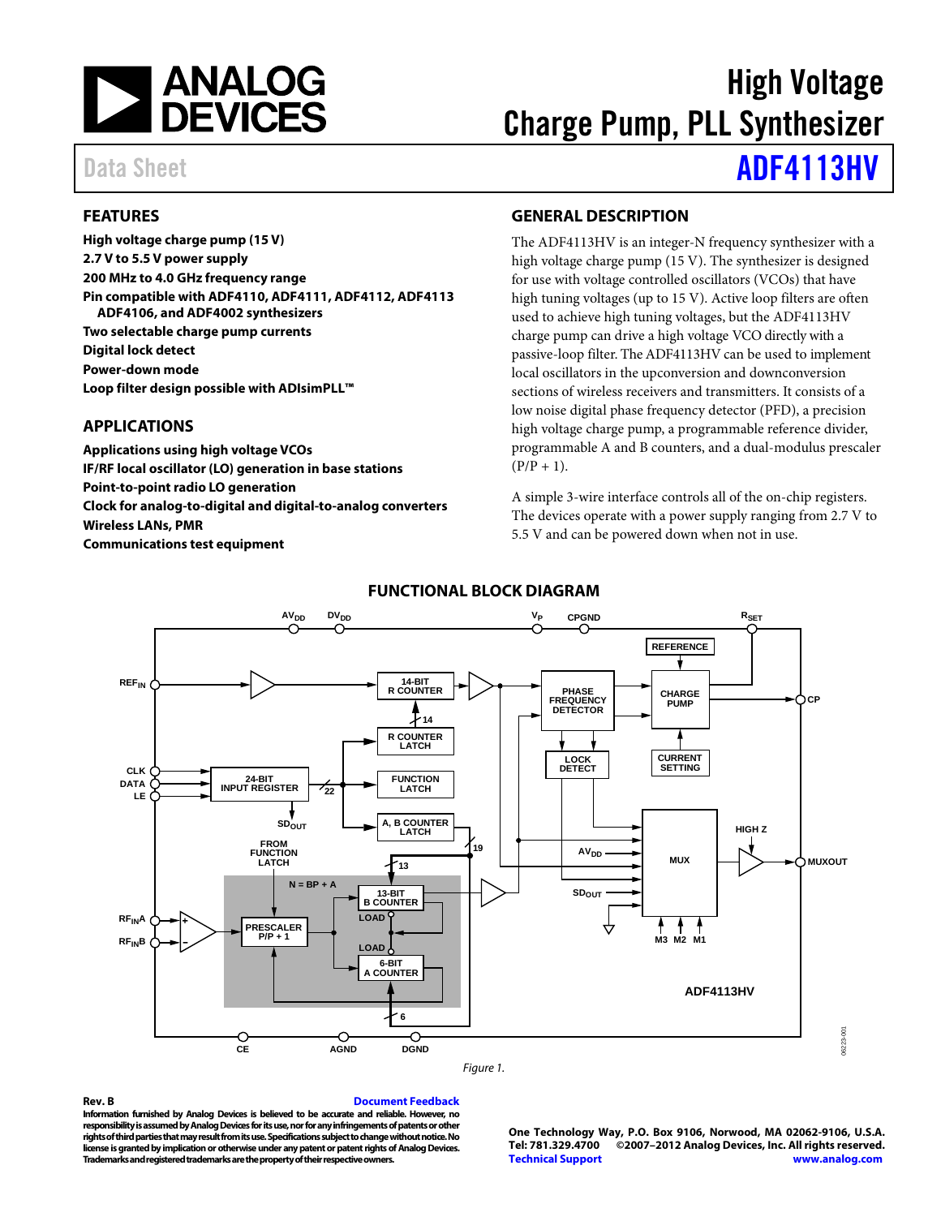# High Voltage Charge Pump, PLL Synthesizer

Data Sheet **ADF4113HV**

## FEATURES

**High voltage charge pump (15 V)**
**2.7 V to 5.5 V power supply**
**200 MHz to 4.0 GHz frequency range**
**Pin compatible with ADF4110, ADF4111, ADF4112, ADF4113 ADF4106, and ADF4002 synthesizers**
**Two selectable charge pump currents**
**Digital lock detect**
**Power-down mode**
**Loop filter design possible with ADIsimPLL™**

## APPLICATIONS

**Applications using high voltage VCOs**
**IF/RF local oscillator (LO) generation in base stations**
**Point-to-point radio LO generation**
**Clock for analog-to-digital and digital-to-analog converters**
**Wireless LANs, PMR**
**Communications test equipment**

## GENERAL DESCRIPTION

The ADF4113HV is an integer-N frequency synthesizer with a high voltage charge pump (15 V). The synthesizer is designed for use with voltage controlled oscillators (VCOs) that have high tuning voltages (up to 15 V). Active loop filters are often used to achieve high tuning voltages, but the ADF4113HV charge pump can drive a high voltage VCO directly with a passive-loop filter. The ADF4113HV can be used to implement local oscillators in the upconversion and downconversion sections of wireless receivers and transmitters. It consists of a low noise digital phase frequency detector (PFD), a precision high voltage charge pump, a programmable reference divider, programmable A and B counters, and a dual-modulus prescaler (P/P + 1).

A simple 3-wire interface controls all of the on-chip registers. The devices operate with a power supply ranging from 2.7 V to 5.5 V and can be powered down when not in use.

## FUNCTIONAL BLOCK DIAGRAM

*Figure 1.*

**Rev. B** Document Feedback
**Information furnished by Analog Devices is believed to be accurate and reliable. However, no responsibility is assumed by Analog Devices for its use, nor for any infringements of patents or other rights of third parties that may result from its use. Specifications subject to change without notice. No license is granted by implication or otherwise under any patent or patent rights of Analog Devices. Trademarks and registered trademarks are the property of their respective owners.**

**One Technology Way, P.O. Box 9106, Norwood, MA 02062-9106, U.S.A.**
**Tel: 781.329.4700 ©2007–2012 Analog Devices, Inc. All rights reserved.**
**Technical Support www.analog.com**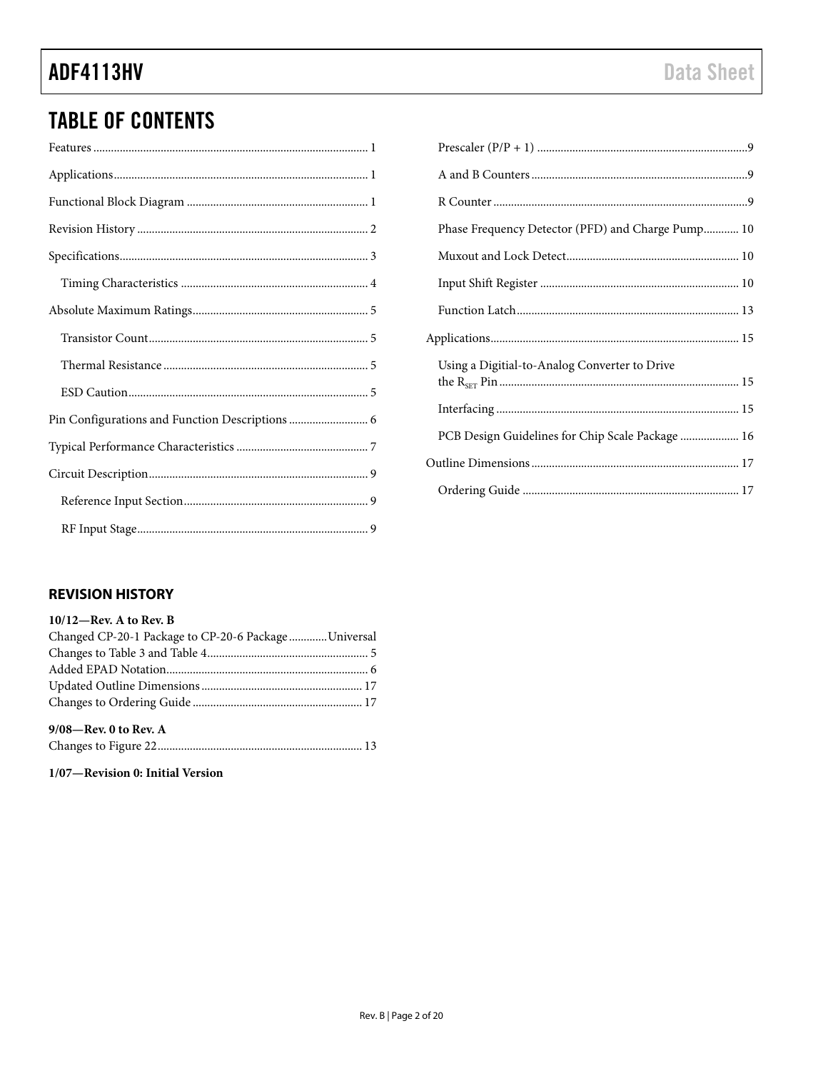# TABLE OF CONTENTS

Features ... 1
Applications ... 1
Functional Block Diagram ... 1
Revision History ... 2
Specifications ... 3
  Timing Characteristics ... 4
Absolute Maximum Ratings ... 5
  Transistor Count ... 5
  Thermal Resistance ... 5
  ESD Caution ... 5
Pin Configurations and Function Descriptions ... 6
Typical Performance Characteristics ... 7
Circuit Description ... 9
  Reference Input Section ... 9
  RF Input Stage ... 9
  Prescaler (P/P + 1) ... 9
  A and B Counters ... 9
  R Counter ... 9
  Phase Frequency Detector (PFD) and Charge Pump ... 10
  Muxout and Lock Detect ... 10
  Input Shift Register ... 10
  Function Latch ... 13
Applications ... 15
  Using a Digitial-to-Analog Converter to Drive the $R_{SET}$ Pin ... 15
  Interfacing ... 15
  PCB Design Guidelines for Chip Scale Package ... 16
Outline Dimensions ... 17
  Ordering Guide ... 17

## REVISION HISTORY

**10/12—Rev. A to Rev. B**

Changed CP-20-1 Package to CP-20-6 Package ... Universal
Changes to Table 3 and Table 4 ... 5
Added EPAD Notation ... 6
Updated Outline Dimensions ... 17
Changes to Ordering Guide ... 17

**9/08—Rev. 0 to Rev. A**

Changes to Figure 22 ... 13

**1/07—Revision 0: Initial Version**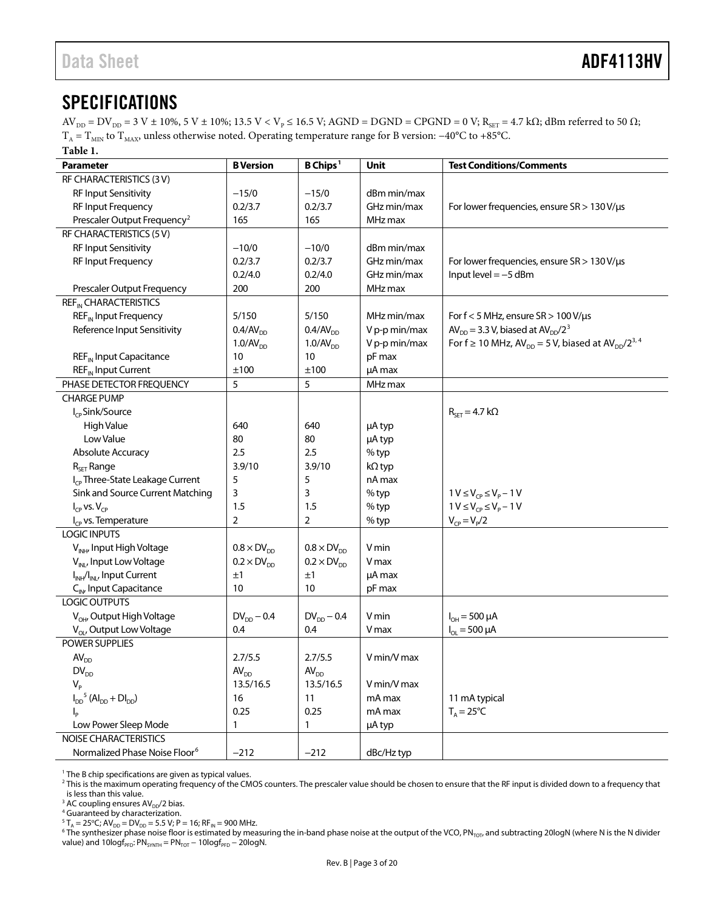## SPECIFICATIONS

$AV_{DD} = DV_{DD} = 3\ V \pm 10\%$, $5\ V \pm 10\%$; $13.5\ V < V_P \leq 16.5\ V$; AGND = DGND = CPGND = 0 V; $R_{SET} = 4.7\ k\Omega$; dBm referred to 50 Ω; $T_A = T_{MIN}$ to $T_{MAX}$, unless otherwise noted. Operating temperature range for B version: −40°C to +85°C.

**Table 1.**

| Parameter | B Version | B Chips[1] | Unit | Test Conditions/Comments |
|---|---|---|---|---|
| RF CHARACTERISTICS (3 V) | | | | |
| RF Input Sensitivity | −15/0 | −15/0 | dBm min/max | |
| RF Input Frequency | 0.2/3.7 | 0.2/3.7 | GHz min/max | For lower frequencies, ensure SR > 130 V/μs |
| Prescaler Output Frequency[2] | 165 | 165 | MHz max | |
| RF CHARACTERISTICS (5 V) | | | | |
| RF Input Sensitivity | −10/0 | −10/0 | dBm min/max | |
| RF Input Frequency | 0.2/3.7 | 0.2/3.7 | GHz min/max | For lower frequencies, ensure SR > 130 V/μs |
| | 0.2/4.0 | 0.2/4.0 | GHz min/max | Input level = −5 dBm |
| Prescaler Output Frequency | 200 | 200 | MHz max | |
| $REF_{IN}$ CHARACTERISTICS | | | | |
| $REF_{IN}$ Input Frequency | 5/150 | 5/150 | MHz min/max | For f < 5 MHz, ensure SR > 100 V/μs |
| Reference Input Sensitivity | $0.4/AV_{DD}$ | $0.4/AV_{DD}$ | V p-p min/max | $AV_{DD} = 3.3$ V, biased at $AV_{DD}/2$[3] |
| | $1.0/AV_{DD}$ | $1.0/AV_{DD}$ | V p-p min/max | For f ≥ 10 MHz, $AV_{DD} = 5$ V, biased at $AV_{DD}/2$[3, 4] |
| $REF_{IN}$ Input Capacitance | 10 | 10 | pF max | |
| $REF_{IN}$ Input Current | ±100 | ±100 | μA max | |
| PHASE DETECTOR FREQUENCY | 5 | 5 | MHz max | |
| CHARGE PUMP | | | | |
| $I_{CP}$ Sink/Source | | | | $R_{SET} = 4.7\ k\Omega$ |
| High Value | 640 | 640 | μA typ | |
| Low Value | 80 | 80 | μA typ | |
| Absolute Accuracy | 2.5 | 2.5 | % typ | |
| $R_{SET}$ Range | 3.9/10 | 3.9/10 | kΩ typ | |
| $I_{CP}$ Three-State Leakage Current | 5 | 5 | nA max | |
| Sink and Source Current Matching | 3 | 3 | % typ | $1\ V \leq V_{CP} \leq V_P - 1\ V$ |
| $I_{CP}$ vs. $V_{CP}$ | 1.5 | 1.5 | % typ | $1\ V \leq V_{CP} \leq V_P - 1\ V$ |
| $I_{CP}$ vs. Temperature | 2 | 2 | % typ | $V_{CP} = V_P/2$ |
| LOGIC INPUTS | | | | |
| $V_{INH}$, Input High Voltage | $0.8 \times DV_{DD}$ | $0.8 \times DV_{DD}$ | V min | |
| $V_{INL}$, Input Low Voltage | $0.2 \times DV_{DD}$ | $0.2 \times DV_{DD}$ | V max | |
| $I_{INH}/I_{INL}$, Input Current | ±1 | ±1 | μA max | |
| $C_{IN}$, Input Capacitance | 10 | 10 | pF max | |
| LOGIC OUTPUTS | | | | |
| $V_{OH}$, Output High Voltage | $DV_{DD} - 0.4$ | $DV_{DD} - 0.4$ | V min | $I_{OH} = 500$ μA |
| $V_{OL}$, Output Low Voltage | 0.4 | 0.4 | V max | $I_{OL} = 500$ μA |
| POWER SUPPLIES | | | | |
| $AV_{DD}$ | 2.7/5.5 | 2.7/5.5 | V min/V max | |
| $DV_{DD}$ | $AV_{DD}$ | $AV_{DD}$ | | |
| $V_P$ | 13.5/16.5 | 13.5/16.5 | V min/V max | |
| $I_{DD}$[5] ($AI_{DD} + DI_{DD}$) | 16 | 11 | mA max | 11 mA typical |
| $I_P$ | 0.25 | 0.25 | mA max | $T_A = 25°C$ |
| Low Power Sleep Mode | 1 | 1 | μA typ | |
| NOISE CHARACTERISTICS | | | | |
| Normalized Phase Noise Floor[6] | −212 | −212 | dBc/Hz typ | |

[1] The B chip specifications are given as typical values.

[2] This is the maximum operating frequency of the CMOS counters. The prescaler value should be chosen to ensure that the RF input is divided down to a frequency that is less than this value.

[3] AC coupling ensures $AV_{DD}/2$ bias.

[4] Guaranteed by characterization.

[5] $T_A = 25°C$; $AV_{DD} = DV_{DD} = 5.5$ V; P = 16; $RF_{IN} = 900$ MHz.

[6] The synthesizer phase noise floor is estimated by measuring the in-band phase noise at the output of the VCO, $PN_{TOT}$, and subtracting 20logN (where N is the N divider value) and $10\log f_{PFD}$: $PN_{SYNTH} = PN_{TOT} - 10\log f_{PFD} - 20\log N$.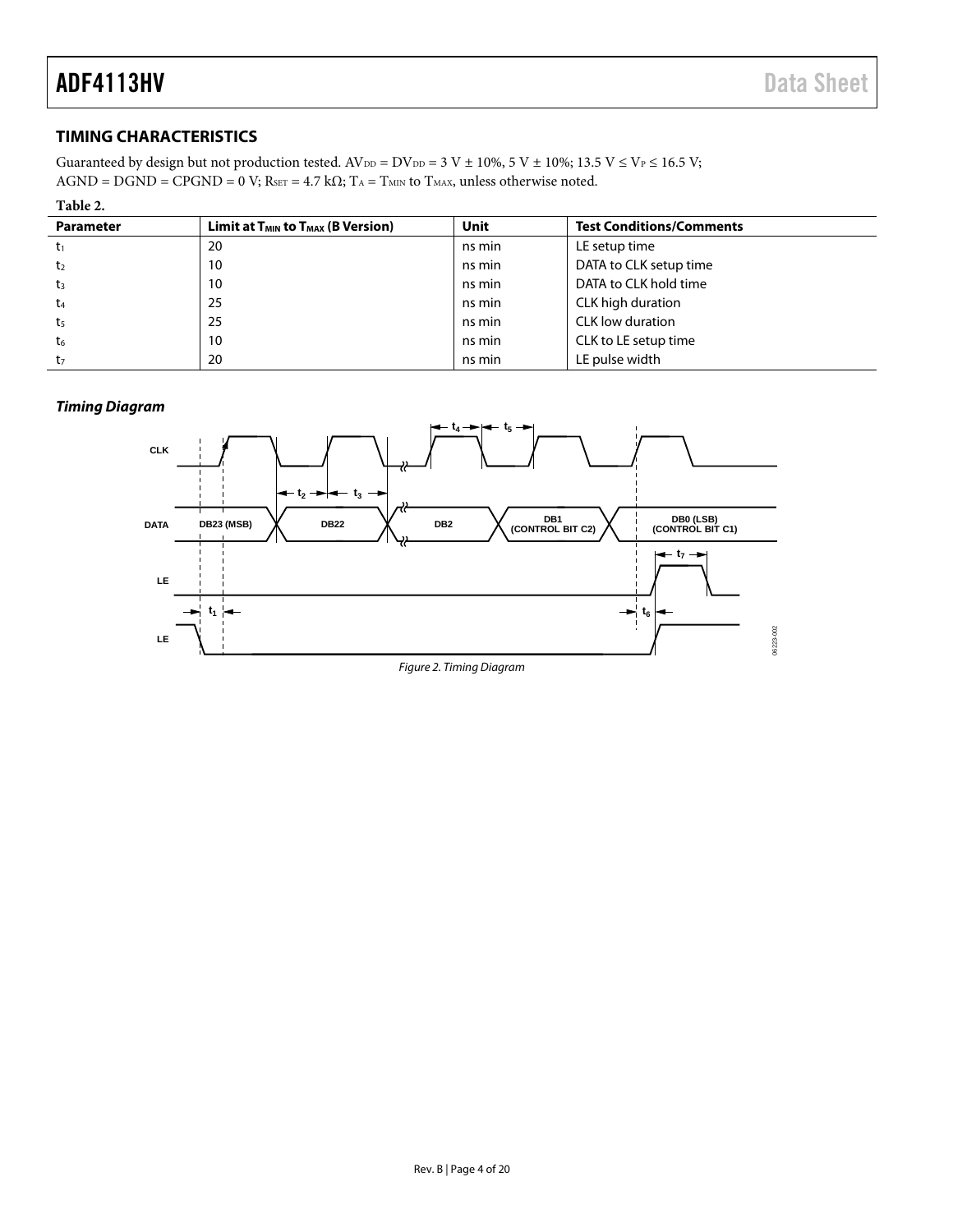## TIMING CHARACTERISTICS

Guaranteed by design but not production tested. $AV_{DD} = DV_{DD} = 3\ V \pm 10\%$, $5\ V \pm 10\%$; $13.5\ V \leq V_P \leq 16.5\ V$; $AGND = DGND = CPGND = 0\ V$; $R_{SET} = 4.7\ k\Omega$; $T_A = T_{MIN}$ to $T_{MAX}$, unless otherwise noted.

**Table 2.**

| Parameter | Limit at $T_{MIN}$ to $T_{MAX}$ (B Version) | Unit | Test Conditions/Comments |
|---|---|---|---|
| $t_1$ | 20 | ns min | LE setup time |
| $t_2$ | 10 | ns min | DATA to CLK setup time |
| $t_3$ | 10 | ns min | DATA to CLK hold time |
| $t_4$ | 25 | ns min | CLK high duration |
| $t_5$ | 25 | ns min | CLK low duration |
| $t_6$ | 10 | ns min | CLK to LE setup time |
| $t_7$ | 20 | ns min | LE pulse width |

### *Timing Diagram*

*Figure 2. Timing Diagram*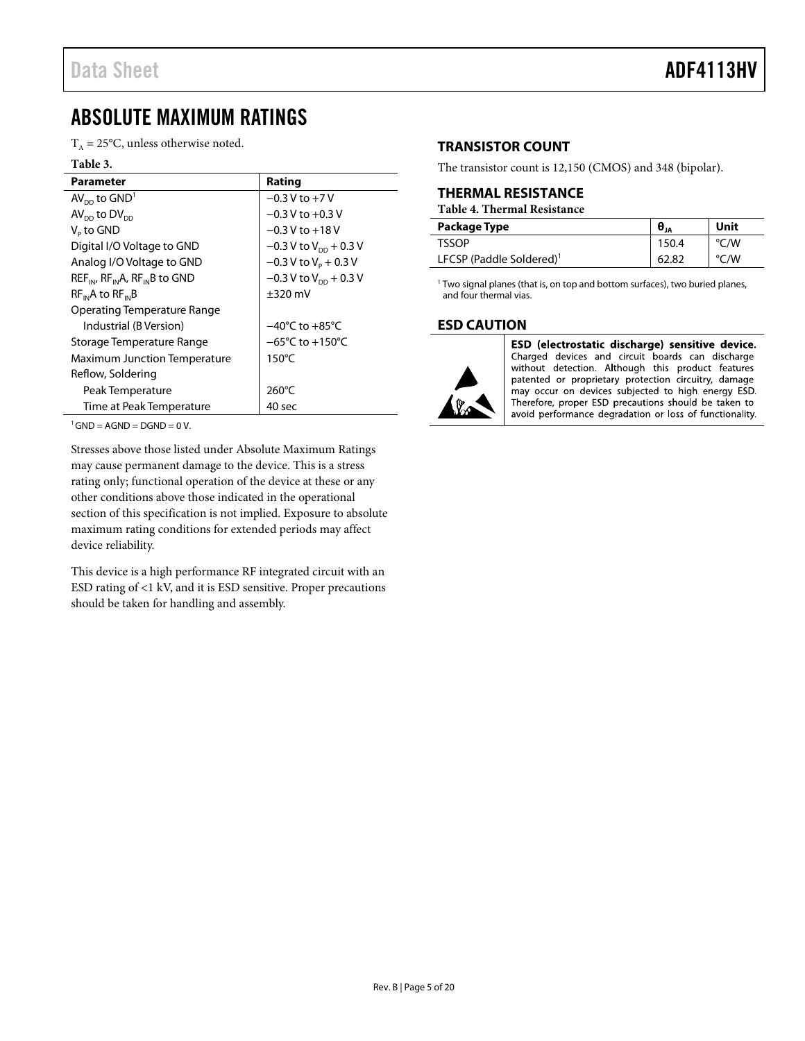# ABSOLUTE MAXIMUM RATINGS

$T_A$ = 25°C, unless otherwise noted.

**Table 3.**

| Parameter | Rating |
|---|---|
| $AV_{DD}$ to GND[1] | −0.3 V to +7 V |
| $AV_{DD}$ to $DV_{DD}$ | −0.3 V to +0.3 V |
| $V_P$ to GND | −0.3 V to +18 V |
| Digital I/O Voltage to GND | −0.3 V to $V_{DD}$ + 0.3 V |
| Analog I/O Voltage to GND | −0.3 V to $V_P$ + 0.3 V |
| $REF_{IN}$, $RF_{IN}A$, $RF_{IN}B$ to GND | −0.3 V to $V_{DD}$ + 0.3 V |
| $RF_{IN}A$ to $RF_{IN}B$ | ±320 mV |
| Operating Temperature Range | |
| Industrial (B Version) | −40°C to +85°C |
| Storage Temperature Range | −65°C to +150°C |
| Maximum Junction Temperature | 150°C |
| Reflow, Soldering | |
| Peak Temperature | 260°C |
| Time at Peak Temperature | 40 sec |

[1] GND = AGND = DGND = 0 V.

Stresses above those listed under Absolute Maximum Ratings may cause permanent damage to the device. This is a stress rating only; functional operation of the device at these or any other conditions above those indicated in the operational section of this specification is not implied. Exposure to absolute maximum rating conditions for extended periods may affect device reliability.

This device is a high performance RF integrated circuit with an ESD rating of <1 kV, and it is ESD sensitive. Proper precautions should be taken for handling and assembly.

## TRANSISTOR COUNT

The transistor count is 12,150 (CMOS) and 348 (bipolar).

## THERMAL RESISTANCE

**Table 4. Thermal Resistance**

| Package Type | $\theta_{JA}$ | Unit |
|---|---|---|
| TSSOP | 150.4 | °C/W |
| LFCSP (Paddle Soldered)[1] | 62.82 | °C/W |

[1] Two signal planes (that is, on top and bottom surfaces), two buried planes, and four thermal vias.

## ESD CAUTION

**ESD (electrostatic discharge) sensitive device.** Charged devices and circuit boards can discharge without detection. Although this product features patented or proprietary protection circuitry, damage may occur on devices subjected to high energy ESD. Therefore, proper ESD precautions should be taken to avoid performance degradation or loss of functionality.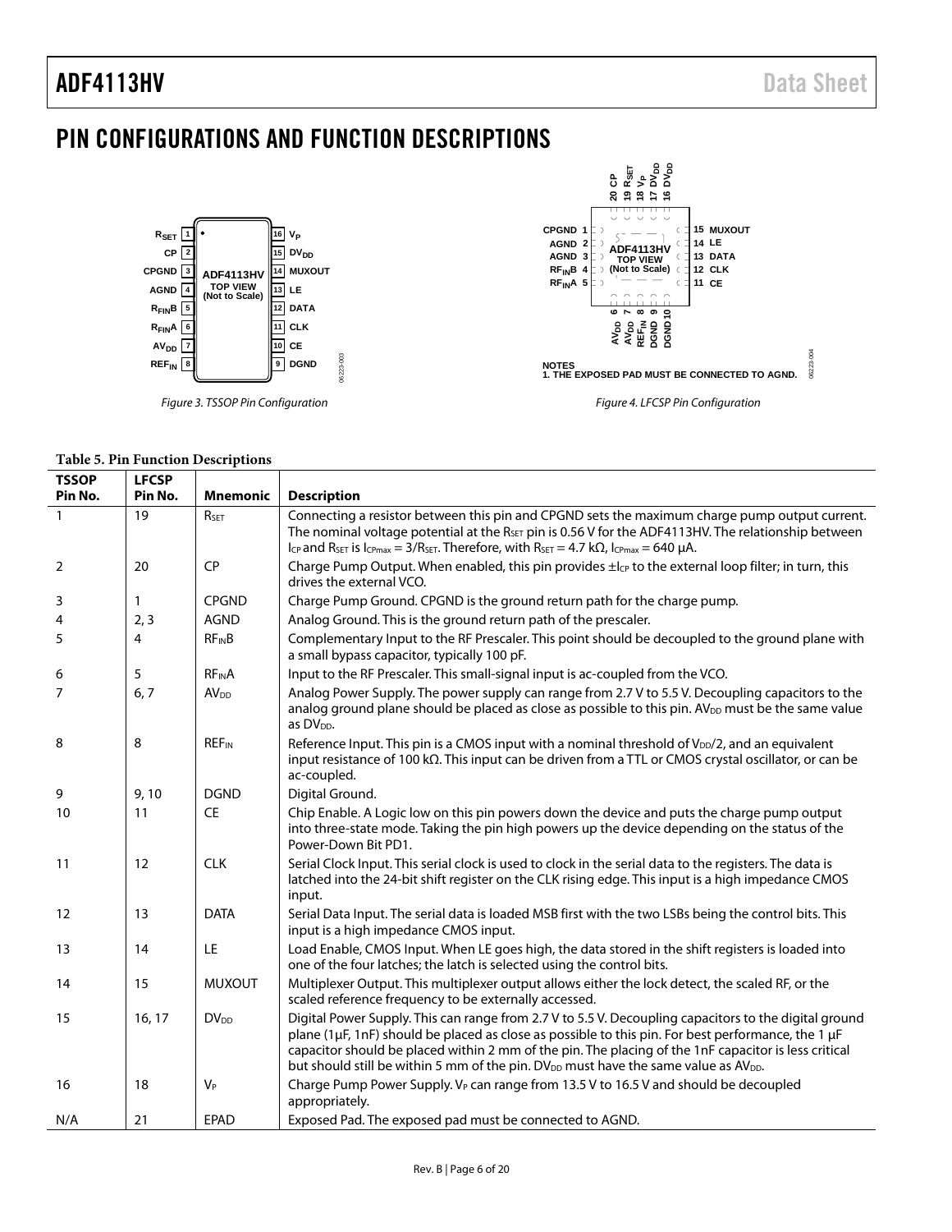# PIN CONFIGURATIONS AND FUNCTION DESCRIPTIONS

Figure 3. TSSOP Pin Configuration

NOTES
1. THE EXPOSED PAD MUST BE CONNECTED TO AGND.

Figure 4. LFCSP Pin Configuration

**Table 5. Pin Function Descriptions**

| TSSOP Pin No. | LFCSP Pin No. | Mnemonic | Description |
|---|---|---|---|
| 1 | 19 | $R_{SET}$ | Connecting a resistor between this pin and CPGND sets the maximum charge pump output current. The nominal voltage potential at the $R_{SET}$ pin is 0.56 V for the ADF4113HV. The relationship between $I_{CP}$ and $R_{SET}$ is $I_{CPmax} = 3/R_{SET}$. Therefore, with $R_{SET}$ = 4.7 kΩ, $I_{CPmax}$ = 640 µA. |
| 2 | 20 | CP | Charge Pump Output. When enabled, this pin provides $\pm I_{CP}$ to the external loop filter; in turn, this drives the external VCO. |
| 3 | 1 | CPGND | Charge Pump Ground. CPGND is the ground return path for the charge pump. |
| 4 | 2, 3 | AGND | Analog Ground. This is the ground return path of the prescaler. |
| 5 | 4 | $RF_{IN}B$ | Complementary Input to the RF Prescaler. This point should be decoupled to the ground plane with a small bypass capacitor, typically 100 pF. |
| 6 | 5 | $RF_{IN}A$ | Input to the RF Prescaler. This small-signal input is ac-coupled from the VCO. |
| 7 | 6, 7 | $AV_{DD}$ | Analog Power Supply. The power supply can range from 2.7 V to 5.5 V. Decoupling capacitors to the analog ground plane should be placed as close as possible to this pin. $AV_{DD}$ must be the same value as $DV_{DD}$. |
| 8 | 8 | $REF_{IN}$ | Reference Input. This pin is a CMOS input with a nominal threshold of $V_{DD}/2$, and an equivalent input resistance of 100 kΩ. This input can be driven from a TTL or CMOS crystal oscillator, or can be ac-coupled. |
| 9 | 9, 10 | DGND | Digital Ground. |
| 10 | 11 | CE | Chip Enable. A Logic low on this pin powers down the device and puts the charge pump output into three-state mode. Taking the pin high powers up the device depending on the status of the Power-Down Bit PD1. |
| 11 | 12 | CLK | Serial Clock Input. This serial clock is used to clock in the serial data to the registers. The data is latched into the 24-bit shift register on the CLK rising edge. This input is a high impedance CMOS input. |
| 12 | 13 | DATA | Serial Data Input. The serial data is loaded MSB first with the two LSBs being the control bits. This input is a high impedance CMOS input. |
| 13 | 14 | LE | Load Enable, CMOS Input. When LE goes high, the data stored in the shift registers is loaded into one of the four latches; the latch is selected using the control bits. |
| 14 | 15 | MUXOUT | Multiplexer Output. This multiplexer output allows either the lock detect, the scaled RF, or the scaled reference frequency to be externally accessed. |
| 15 | 16, 17 | $DV_{DD}$ | Digital Power Supply. This can range from 2.7 V to 5.5 V. Decoupling capacitors to the digital ground plane (1µF, 1nF) should be placed as close as possible to this pin. For best performance, the 1 µF capacitor should be placed within 2 mm of the pin. The placing of the 1nF capacitor is less critical but should still be within 5 mm of the pin. $DV_{DD}$ must have the same value as $AV_{DD}$. |
| 16 | 18 | $V_P$ | Charge Pump Power Supply. $V_P$ can range from 13.5 V to 16.5 V and should be decoupled appropriately. |
| N/A | 21 | EPAD | Exposed Pad. The exposed pad must be connected to AGND. |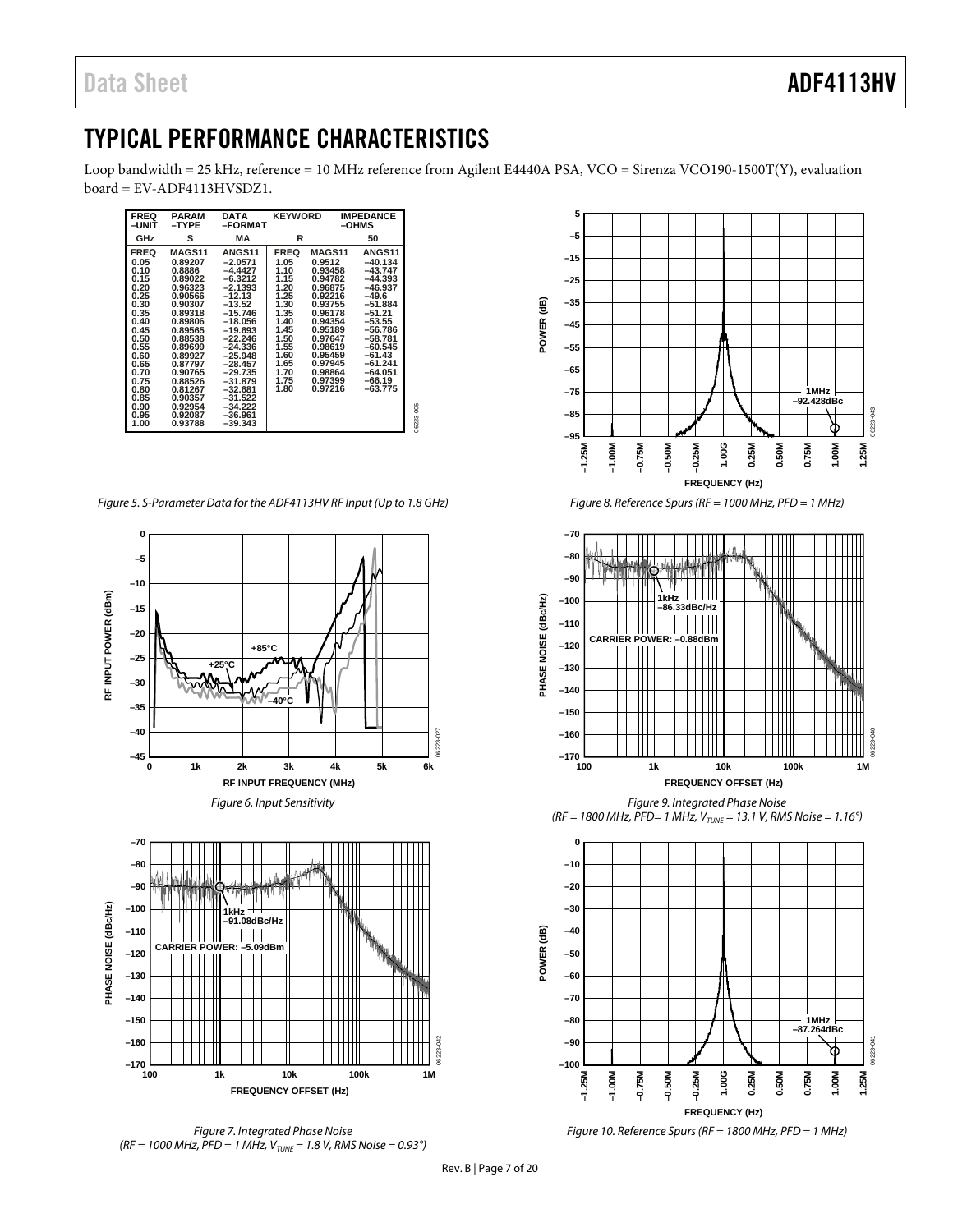# TYPICAL PERFORMANCE CHARACTERISTICS

Loop bandwidth = 25 kHz, reference = 10 MHz reference from Agilent E4440A PSA, VCO = Sirenza VCO190-1500T(Y), evaluation board = EV-ADF4113HVSDZ1.

| FREQ –UNIT | PARAM –TYPE | DATA –FORMAT | KEYWORD | | IMPEDANCE –OHMS |
|---|---|---|---|---|---|
| GHz | S | MA | R | | 50 |
| FREQ | MAGS11 | ANGS11 | FREQ | MAGS11 | ANGS11 |
| 0.05 | 0.89207 | –2.0571 | 1.05 | 0.9512 | –40.134 |
| 0.10 | 0.8886 | –4.4427 | 1.10 | 0.93458 | –43.747 |
| 0.15 | 0.89022 | –6.3212 | 1.15 | 0.94782 | –44.393 |
| 0.20 | 0.96323 | –2.1393 | 1.20 | 0.96875 | –46.937 |
| 0.25 | 0.90566 | –12.13 | 1.25 | 0.92216 | –49.6 |
| 0.30 | 0.90307 | –13.52 | 1.30 | 0.93755 | –51.884 |
| 0.35 | 0.89318 | –15.746 | 1.35 | 0.96178 | –51.21 |
| 0.40 | 0.89806 | –18.056 | 1.40 | 0.94354 | –53.55 |
| 0.45 | 0.89565 | –19.693 | 1.45 | 0.95189 | –56.786 |
| 0.50 | 0.88538 | –22.246 | 1.50 | 0.97647 | –58.781 |
| 0.55 | 0.89699 | –24.336 | 1.55 | 0.98619 | –60.545 |
| 0.60 | 0.89927 | –25.948 | 1.60 | 0.95459 | –61.43 |
| 0.65 | 0.87797 | –28.457 | 1.65 | 0.97945 | –61.241 |
| 0.70 | 0.90765 | –29.735 | 1.70 | 0.98864 | –64.051 |
| 0.75 | 0.88526 | –31.879 | 1.75 | 0.97399 | –66.19 |
| 0.80 | 0.81267 | –32.681 | 1.80 | 0.97216 | –63.775 |
| 0.85 | 0.90357 | –31.522 | | | |
| 0.90 | 0.92954 | –34.222 | | | |
| 0.95 | 0.92087 | –36.961 | | | |
| 1.00 | 0.93788 | –39.343 | | | |

*Figure 5. S-Parameter Data for the ADF4113HV RF Input (Up to 1.8 GHz)*

*Figure 6. Input Sensitivity*

*Figure 7. Integrated Phase Noise (RF = 1000 MHz, PFD = 1 MHz, $V_{TUNE}$ = 1.8 V, RMS Noise = 0.93°)*

*Figure 8. Reference Spurs (RF = 1000 MHz, PFD = 1 MHz)*

*Figure 9. Integrated Phase Noise (RF = 1800 MHz, PFD= 1 MHz, $V_{TUNE}$ = 13.1 V, RMS Noise = 1.16°)*

*Figure 10. Reference Spurs (RF = 1800 MHz, PFD = 1 MHz)*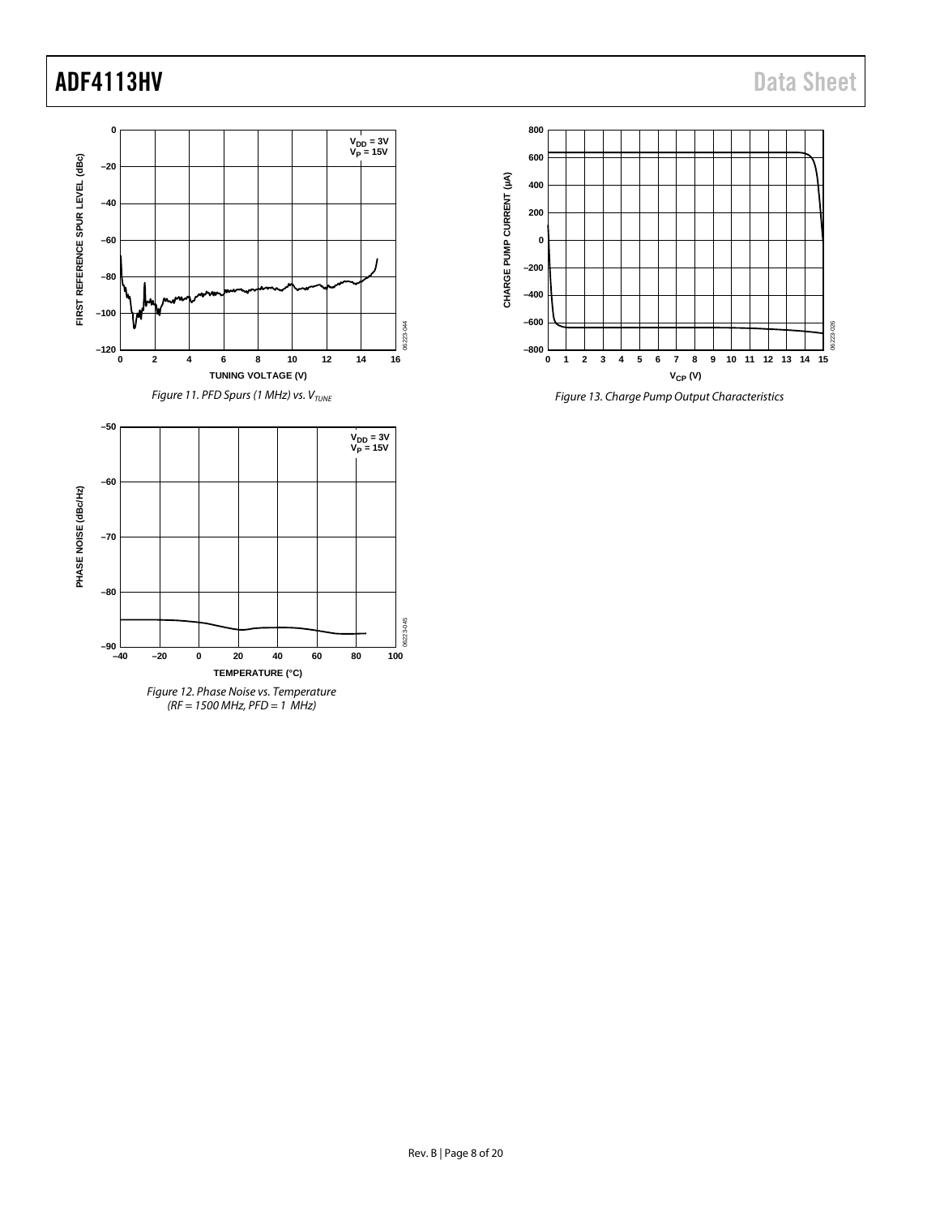Figure 11. PFD Spurs (1 MHz) vs. $V_{TUNE}$

Figure 12. Phase Noise vs. Temperature (RF = 1500 MHz, PFD = 1 MHz)

Figure 13. Charge Pump Output Characteristics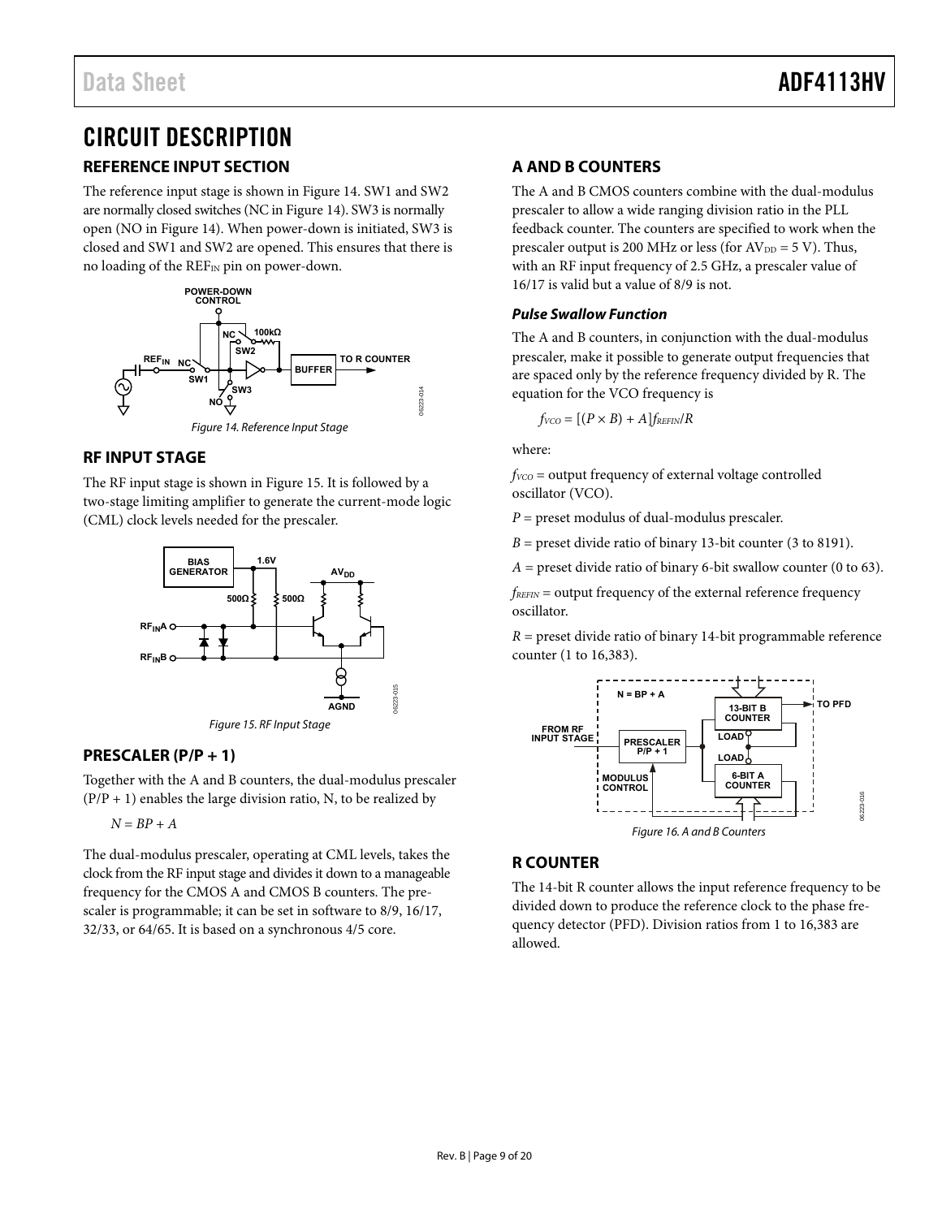# CIRCUIT DESCRIPTION

## REFERENCE INPUT SECTION

The reference input stage is shown in Figure 14. SW1 and SW2 are normally closed switches (NC in Figure 14). SW3 is normally open (NO in Figure 14). When power-down is initiated, SW3 is closed and SW1 and SW2 are opened. This ensures that there is no loading of the $REF_{IN}$ pin on power-down.

Figure 14. Reference Input Stage

## RF INPUT STAGE

The RF input stage is shown in Figure 15. It is followed by a two-stage limiting amplifier to generate the current-mode logic (CML) clock levels needed for the prescaler.

Figure 15. RF Input Stage

## PRESCALER (P/P + 1)

Together with the A and B counters, the dual-modulus prescaler (P/P + 1) enables the large division ratio, N, to be realized by

$$N = BP + A$$

The dual-modulus prescaler, operating at CML levels, takes the clock from the RF input stage and divides it down to a manageable frequency for the CMOS A and CMOS B counters. The prescaler is programmable; it can be set in software to 8/9, 16/17, 32/33, or 64/65. It is based on a synchronous 4/5 core.

## A AND B COUNTERS

The A and B CMOS counters combine with the dual-modulus prescaler to allow a wide ranging division ratio in the PLL feedback counter. The counters are specified to work when the prescaler output is 200 MHz or less (for $AV_{DD}$ = 5 V). Thus, with an RF input frequency of 2.5 GHz, a prescaler value of 16/17 is valid but a value of 8/9 is not.

### *Pulse Swallow Function*

The A and B counters, in conjunction with the dual-modulus prescaler, make it possible to generate output frequencies that are spaced only by the reference frequency divided by R. The equation for the VCO frequency is

$$f_{VCO} = [(P \times B) + A]f_{REFIN}/R$$

where:

$f_{VCO}$ = output frequency of external voltage controlled oscillator (VCO).

$P$ = preset modulus of dual-modulus prescaler.

$B$ = preset divide ratio of binary 13-bit counter (3 to 8191).

$A$ = preset divide ratio of binary 6-bit swallow counter (0 to 63).

$f_{REFIN}$ = output frequency of the external reference frequency oscillator.

$R$ = preset divide ratio of binary 14-bit programmable reference counter (1 to 16,383).

Figure 16. A and B Counters

## R COUNTER

The 14-bit R counter allows the input reference frequency to be divided down to produce the reference clock to the phase frequency detector (PFD). Division ratios from 1 to 16,383 are allowed.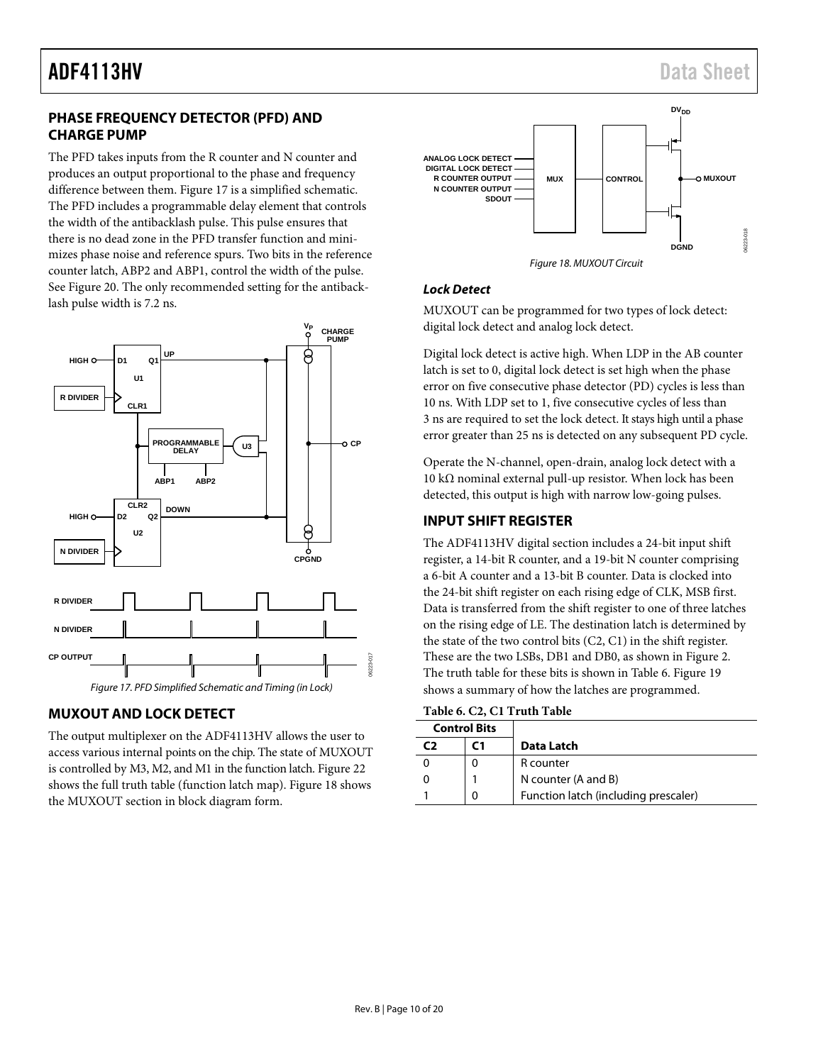## PHASE FREQUENCY DETECTOR (PFD) AND CHARGE PUMP

The PFD takes inputs from the R counter and N counter and produces an output proportional to the phase and frequency difference between them. Figure 17 is a simplified schematic. The PFD includes a programmable delay element that controls the width of the antibacklash pulse. This pulse ensures that there is no dead zone in the PFD transfer function and minimizes phase noise and reference spurs. Two bits in the reference counter latch, ABP2 and ABP1, control the width of the pulse. See Figure 20. The only recommended setting for the antibacklash pulse width is 7.2 ns.

Figure 17. PFD Simplified Schematic and Timing (in Lock)

## MUXOUT AND LOCK DETECT

The output multiplexer on the ADF4113HV allows the user to access various internal points on the chip. The state of MUXOUT is controlled by M3, M2, and M1 in the function latch. Figure 22 shows the full truth table (function latch map). Figure 18 shows the MUXOUT section in block diagram form.

Figure 18. MUXOUT Circuit

### *Lock Detect*

MUXOUT can be programmed for two types of lock detect: digital lock detect and analog lock detect.

Digital lock detect is active high. When LDP in the AB counter latch is set to 0, digital lock detect is set high when the phase error on five consecutive phase detector (PD) cycles is less than 10 ns. With LDP set to 1, five consecutive cycles of less than 3 ns are required to set the lock detect. It stays high until a phase error greater than 25 ns is detected on any subsequent PD cycle.

Operate the N-channel, open-drain, analog lock detect with a 10 kΩ nominal external pull-up resistor. When lock has been detected, this output is high with narrow low-going pulses.

## INPUT SHIFT REGISTER

The ADF4113HV digital section includes a 24-bit input shift register, a 14-bit R counter, and a 19-bit N counter comprising a 6-bit A counter and a 13-bit B counter. Data is clocked into the 24-bit shift register on each rising edge of CLK, MSB first. Data is transferred from the shift register to one of three latches on the rising edge of LE. The destination latch is determined by the state of the two control bits (C2, C1) in the shift register. These are the two LSBs, DB1 and DB0, as shown in Figure 2. The truth table for these bits is shown in Table 6. Figure 19 shows a summary of how the latches are programmed.

**Table 6. C2, C1 Truth Table**

| Control Bits | | |
|---|---|---|
| **C2** | **C1** | **Data Latch** |
| 0 | 0 | R counter |
| 0 | 1 | N counter (A and B) |
| 1 | 0 | Function latch (including prescaler) |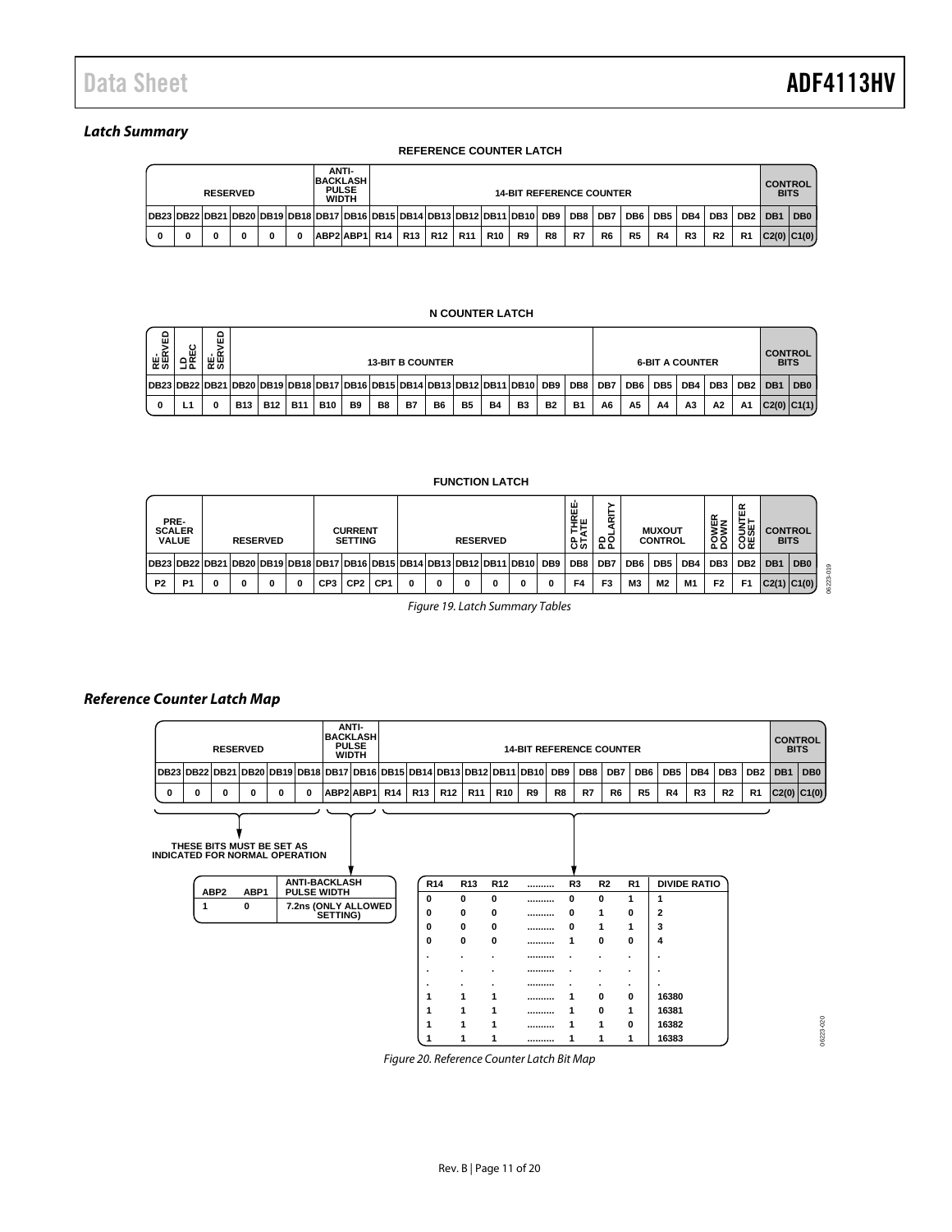### Latch Summary

**REFERENCE COUNTER LATCH**

| RESERVED | | | | | | ANTI-BACKLASH PULSE WIDTH | | 14-BIT REFERENCE COUNTER | | | | | | | | | | | | | | CONTROL BITS | |
|---|---|---|---|---|---|---|---|---|---|---|---|---|---|---|---|---|---|---|---|---|---|---|---|
| DB23 | DB22 | DB21 | DB20 | DB19 | DB18 | DB17 | DB16 | DB15 | DB14 | DB13 | DB12 | DB11 | DB10 | DB9 | DB8 | DB7 | DB6 | DB5 | DB4 | DB3 | DB2 | DB1 | DB0 |
| 0 | 0 | 0 | 0 | 0 | 0 | ABP2 | ABP1 | R14 | R13 | R12 | R11 | R10 | R9 | R8 | R7 | R6 | R5 | R4 | R3 | R2 | R1 | C2(0) | C1(0) |

**N COUNTER LATCH**

| RE-SERVED | LD PREC | RE-SERVED | 13-BIT B COUNTER | | | | | | | | | | | | | 6-BIT A COUNTER | | | | | | CONTROL BITS | |
|---|---|---|---|---|---|---|---|---|---|---|---|---|---|---|---|---|---|---|---|---|---|---|---|
| DB23 | DB22 | DB21 | DB20 | DB19 | DB18 | DB17 | DB16 | DB15 | DB14 | DB13 | DB12 | DB11 | DB10 | DB9 | DB8 | DB7 | DB6 | DB5 | DB4 | DB3 | DB2 | DB1 | DB0 |
| 0 | L1 | 0 | B13 | B12 | B11 | B10 | B9 | B8 | B7 | B6 | B5 | B4 | B3 | B2 | B1 | A6 | A5 | A4 | A3 | A2 | A1 | C2(0) | C1(1) |

**FUNCTION LATCH**

| PRESCALER VALUE | | RESERVED | | | | CURRENT SETTING | | | RESERVED | | | | | | CP THREE-STATE | PD POLARITY | MUXOUT CONTROL | | | POWER DOWN | COUNTER RESET | CONTROL BITS | |
|---|---|---|---|---|---|---|---|---|---|---|---|---|---|---|---|---|---|---|---|---|---|---|---|
| DB23 | DB22 | DB21 | DB20 | DB19 | DB18 | DB17 | DB16 | DB15 | DB14 | DB13 | DB12 | DB11 | DB10 | DB9 | DB8 | DB7 | DB6 | DB5 | DB4 | DB3 | DB2 | DB1 | DB0 |
| P2 | P1 | 0 | 0 | 0 | 0 | CP3 | CP2 | CP1 | 0 | 0 | 0 | 0 | 0 | 0 | F4 | F3 | M3 | M2 | M1 | F2 | F1 | C2(1) | C1(0) |

*Figure 19. Latch Summary Tables*

### Reference Counter Latch Map

| RESERVED | | | | | | ANTI-BACKLASH PULSE WIDTH | | 14-BIT REFERENCE COUNTER | | | | | | | | | | | | | | CONTROL BITS | |
|---|---|---|---|---|---|---|---|---|---|---|---|---|---|---|---|---|---|---|---|---|---|---|---|
| DB23 | DB22 | DB21 | DB20 | DB19 | DB18 | DB17 | DB16 | DB15 | DB14 | DB13 | DB12 | DB11 | DB10 | DB9 | DB8 | DB7 | DB6 | DB5 | DB4 | DB3 | DB2 | DB1 | DB0 |
| 0 | 0 | 0 | 0 | 0 | 0 | ABP2 | ABP1 | R14 | R13 | R12 | R11 | R10 | R9 | R8 | R7 | R6 | R5 | R4 | R3 | R2 | R1 | C2(0) | C1(0) |

THESE BITS MUST BE SET AS INDICATED FOR NORMAL OPERATION

| ABP2 | ABP1 | ANTI-BACKLASH PULSE WIDTH |
|---|---|---|
| 1 | 0 | 7.2ns (ONLY ALLOWED SETTING) |

| R14 | R13 | R12 | .......... | R3 | R2 | R1 | DIVIDE RATIO |
|---|---|---|---|---|---|---|---|
| 0 | 0 | 0 | .......... | 0 | 0 | 1 | 1 |
| 0 | 0 | 0 | .......... | 0 | 1 | 0 | 2 |
| 0 | 0 | 0 | .......... | 0 | 1 | 1 | 3 |
| 0 | 0 | 0 | .......... | 1 | 0 | 0 | 4 |
| . | . | . | .......... | . | . | . | . |
| . | . | . | .......... | . | . | . | . |
| . | . | . | .......... | . | . | . | . |
| 1 | 1 | 1 | .......... | 1 | 0 | 0 | 16380 |
| 1 | 1 | 1 | .......... | 1 | 0 | 1 | 16381 |
| 1 | 1 | 1 | .......... | 1 | 1 | 0 | 16382 |
| 1 | 1 | 1 | .......... | 1 | 1 | 1 | 16383 |

*Figure 20. Reference Counter Latch Bit Map*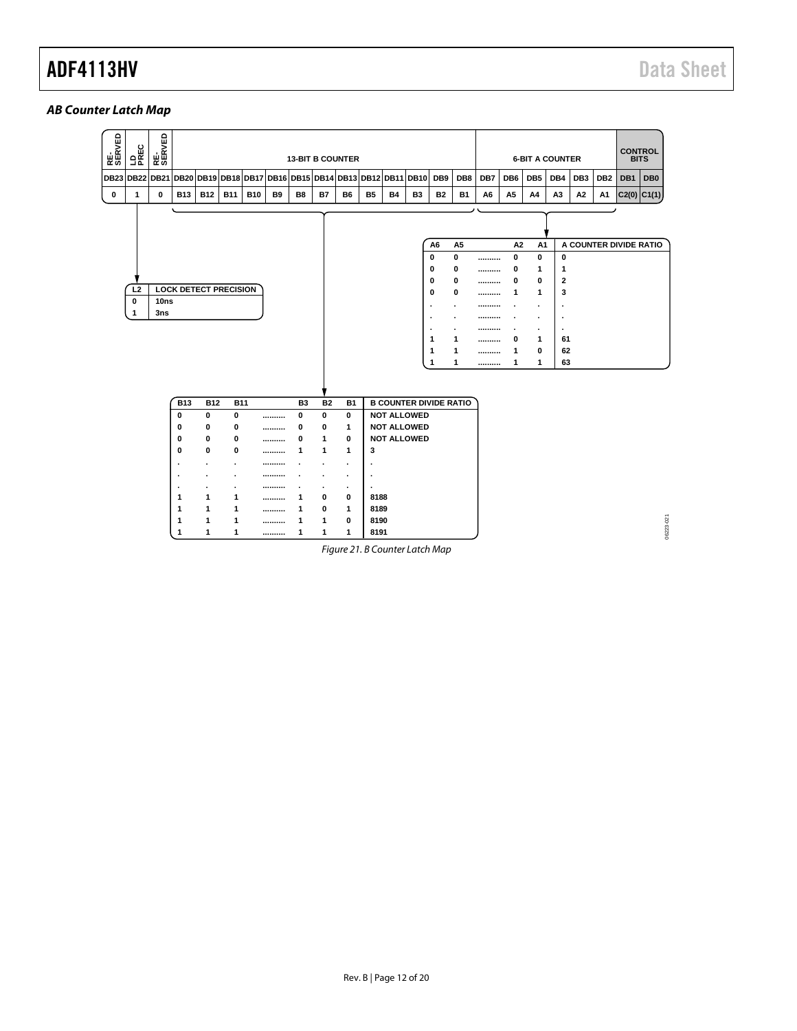### AB Counter Latch Map

| RESERVED | LD PREC | RESERVED | 13-BIT B COUNTER | | | | | | | | | | | | | 6-BIT A COUNTER | | | | | | CONTROL BITS | |
|---|---|---|---|---|---|---|---|---|---|---|---|---|---|---|---|---|---|---|---|---|---|---|---|
| DB23 | DB22 | DB21 | DB20 | DB19 | DB18 | DB17 | DB16 | DB15 | DB14 | DB13 | DB12 | DB11 | DB10 | DB9 | DB8 | DB7 | DB6 | DB5 | DB4 | DB3 | DB2 | DB1 | DB0 |
| 0 | 1 | 0 | B13 | B12 | B11 | B10 | B9 | B8 | B7 | B6 | B5 | B4 | B3 | B2 | B1 | A6 | A5 | A4 | A3 | A2 | A1 | C2(0) | C1(1) |

| L2 | LOCK DETECT PRECISION |
|---|---|
| 0 | 10ns |
| 1 | 3ns |

| A6 | A5 | | A2 | A1 | A COUNTER DIVIDE RATIO |
|---|---|---|---|---|---|
| 0 | 0 | .......... | 0 | 0 | 0 |
| 0 | 0 | .......... | 0 | 1 | 1 |
| 0 | 0 | .......... | 0 | 0 | 2 |
| 0 | 0 | .......... | 1 | 1 | 3 |
| . | . | .......... | . | . | . |
| . | . | .......... | . | . | . |
| . | . | .......... | . | . | . |
| 1 | 1 | .......... | 0 | 1 | 61 |
| 1 | 1 | .......... | 1 | 0 | 62 |
| 1 | 1 | .......... | 1 | 1 | 63 |

| B13 | B12 | B11 | | B3 | B2 | B1 | B COUNTER DIVIDE RATIO |
|---|---|---|---|---|---|---|---|
| 0 | 0 | 0 | .......... | 0 | 0 | 0 | NOT ALLOWED |
| 0 | 0 | 0 | .......... | 0 | 0 | 1 | NOT ALLOWED |
| 0 | 0 | 0 | .......... | 0 | 1 | 0 | NOT ALLOWED |
| 0 | 0 | 0 | .......... | 1 | 1 | 1 | 3 |
| . | . | . | .......... | . | . | . | . |
| . | . | . | .......... | . | . | . | . |
| . | . | . | .......... | . | . | . | . |
| 1 | 1 | 1 | .......... | 1 | 0 | 0 | 8188 |
| 1 | 1 | 1 | .......... | 1 | 0 | 1 | 8189 |
| 1 | 1 | 1 | .......... | 1 | 1 | 0 | 8190 |
| 1 | 1 | 1 | .......... | 1 | 1 | 1 | 8191 |

Figure 21. B Counter Latch Map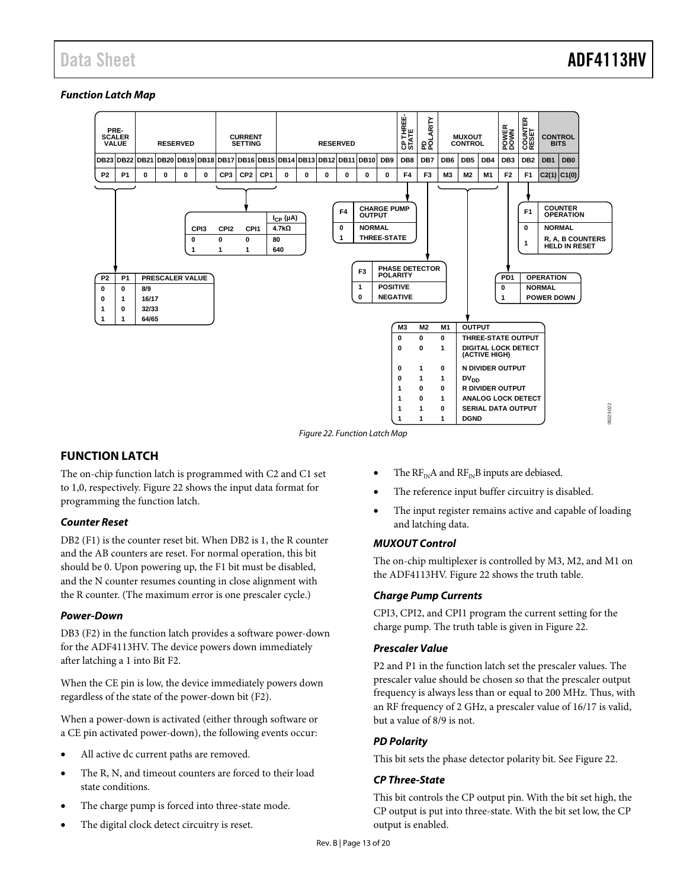### Function Latch Map

| PRESCALER VALUE | | RESERVED | | | | CURRENT SETTING | | | RESERVED | | | | | | | CP THREE-STATE | PD POLARITY | MUXOUT CONTROL | | | POWER DOWN | COUNTER RESET | CONTROL BITS | |
|---|---|---|---|---|---|---|---|---|---|---|---|---|---|---|---|---|---|---|---|---|---|---|---|---|
| DB23 | DB22 | DB21 | DB20 | DB19 | DB18 | DB17 | DB16 | DB15 | DB14 | DB13 | DB12 | DB11 | DB10 | DB9 | DB8 | DB7 | DB6 | DB5 | DB4 | DB3 | DB2 | DB1 | DB0 | |
| P2 | P1 | 0 | 0 | 0 | 0 | CP3 | CP2 | CP1 | 0 | 0 | 0 | 0 | 0 | 0 | F4 | F3 | M3 | M2 | M1 | F2 | F1 | C2(1) | C1(0) | |

| CPI3 | CPI2 | CPI1 | $I_{CP}$ (µA) 4.7kΩ |
|---|---|---|---|
| 0 | 0 | 0 | 80 |
| 1 | 1 | 1 | 640 |

| P2 | P1 | PRESCALER VALUE |
|---|---|---|
| 0 | 0 | 8/9 |
| 0 | 1 | 16/17 |
| 1 | 0 | 32/33 |
| 1 | 1 | 64/65 |

| F4 | CHARGE PUMP OUTPUT |
|---|---|
| 0 | NORMAL |
| 1 | THREE-STATE |

| F3 | PHASE DETECTOR POLARITY |
|---|---|
| 1 | POSITIVE |
| 0 | NEGATIVE |

| F1 | COUNTER OPERATION |
|---|---|
| 0 | NORMAL |
| 1 | R, A, B COUNTERS HELD IN RESET |

| PD1 | OPERATION |
|---|---|
| 0 | NORMAL |
| 1 | POWER DOWN |

| M3 | M2 | M1 | OUTPUT |
|---|---|---|---|
| 0 | 0 | 0 | THREE-STATE OUTPUT |
| 0 | 0 | 1 | DIGITAL LOCK DETECT (ACTIVE HIGH) |
| 0 | 1 | 0 | N DIVIDER OUTPUT |
| 0 | 1 | 1 | $DV_{DD}$ |
| 1 | 0 | 0 | R DIVIDER OUTPUT |
| 1 | 0 | 1 | ANALOG LOCK DETECT |
| 1 | 1 | 0 | SERIAL DATA OUTPUT |
| 1 | 1 | 1 | DGND |

Figure 22. Function Latch Map

## FUNCTION LATCH

The on-chip function latch is programmed with C2 and C1 set to 1,0, respectively. Figure 22 shows the input data format for programming the function latch.

### Counter Reset

DB2 (F1) is the counter reset bit. When DB2 is 1, the R counter and the AB counters are reset. For normal operation, this bit should be 0. Upon powering up, the F1 bit must be disabled, and the N counter resumes counting in close alignment with the R counter. (The maximum error is one prescaler cycle.)

### Power-Down

DB3 (F2) in the function latch provides a software power-down for the ADF4113HV. The device powers down immediately after latching a 1 into Bit F2.

When the CE pin is low, the device immediately powers down regardless of the state of the power-down bit (F2).

When a power-down is activated (either through software or a CE pin activated power-down), the following events occur:

- All active dc current paths are removed.
- The R, N, and timeout counters are forced to their load state conditions.
- The charge pump is forced into three-state mode.
- The digital clock detect circuitry is reset.
- The $RF_{IN}A$ and $RF_{IN}B$ inputs are debiased.
- The reference input buffer circuitry is disabled.
- The input register remains active and capable of loading and latching data.

### MUXOUT Control

The on-chip multiplexer is controlled by M3, M2, and M1 on the ADF4113HV. Figure 22 shows the truth table.

### Charge Pump Currents

CPI3, CPI2, and CPI1 program the current setting for the charge pump. The truth table is given in Figure 22.

### Prescaler Value

P2 and P1 in the function latch set the prescaler values. The prescaler value should be chosen so that the prescaler output frequency is always less than or equal to 200 MHz. Thus, with an RF frequency of 2 GHz, a prescaler value of 16/17 is valid, but a value of 8/9 is not.

### PD Polarity

This bit sets the phase detector polarity bit. See Figure 22.

### CP Three-State

This bit controls the CP output pin. With the bit set high, the CP output is put into three-state. With the bit set low, the CP output is enabled.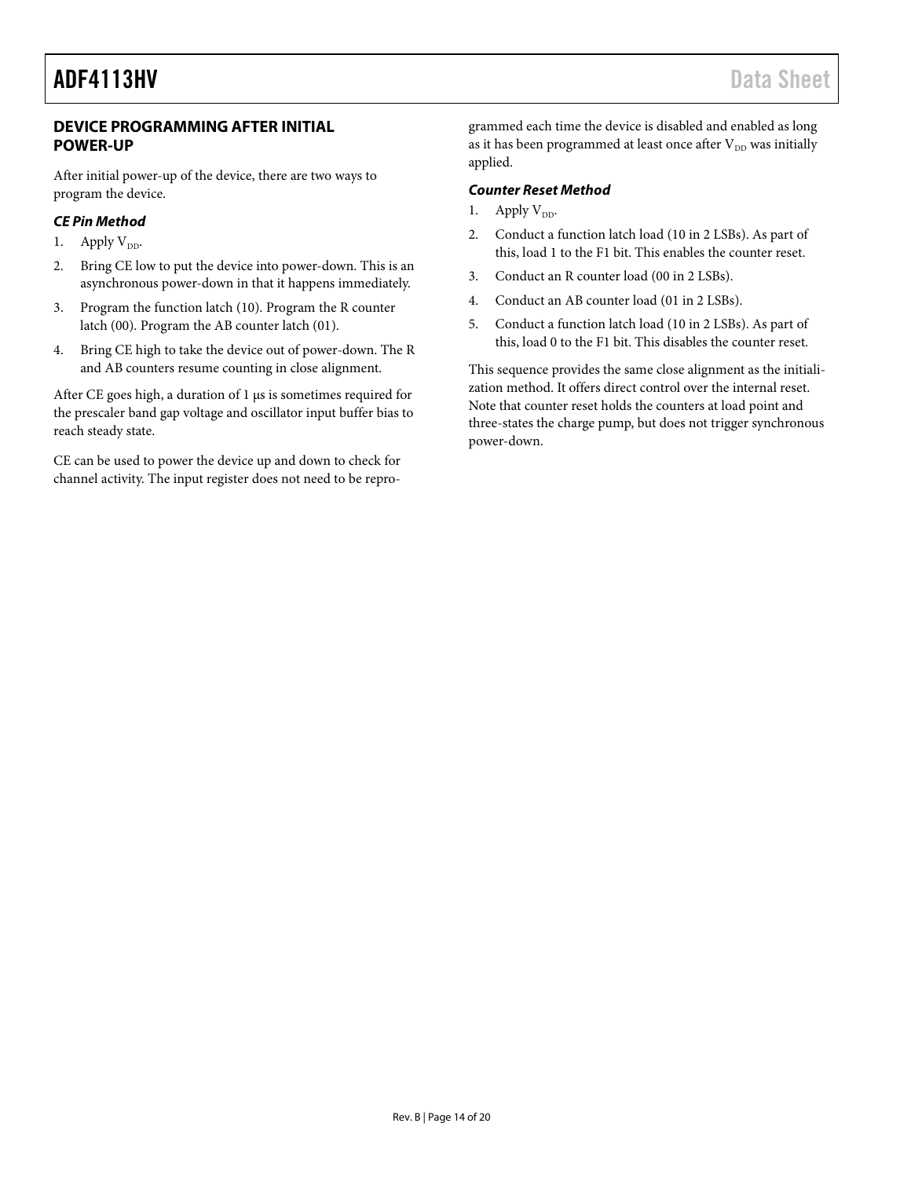## DEVICE PROGRAMMING AFTER INITIAL POWER-UP

After initial power-up of the device, there are two ways to program the device.

### *CE Pin Method*

1. Apply $V_{DD}$.
2. Bring CE low to put the device into power-down. This is an asynchronous power-down in that it happens immediately.
3. Program the function latch (10). Program the R counter latch (00). Program the AB counter latch (01).
4. Bring CE high to take the device out of power-down. The R and AB counters resume counting in close alignment.

After CE goes high, a duration of 1 μs is sometimes required for the prescaler band gap voltage and oscillator input buffer bias to reach steady state.

CE can be used to power the device up and down to check for channel activity. The input register does not need to be reprogrammed each time the device is disabled and enabled as long as it has been programmed at least once after $V_{DD}$ was initially applied.

### *Counter Reset Method*

1. Apply $V_{DD}$.
2. Conduct a function latch load (10 in 2 LSBs). As part of this, load 1 to the F1 bit. This enables the counter reset.
3. Conduct an R counter load (00 in 2 LSBs).
4. Conduct an AB counter load (01 in 2 LSBs).
5. Conduct a function latch load (10 in 2 LSBs). As part of this, load 0 to the F1 bit. This disables the counter reset.

This sequence provides the same close alignment as the initialization method. It offers direct control over the internal reset. Note that counter reset holds the counters at load point and three-states the charge pump, but does not trigger synchronous power-down.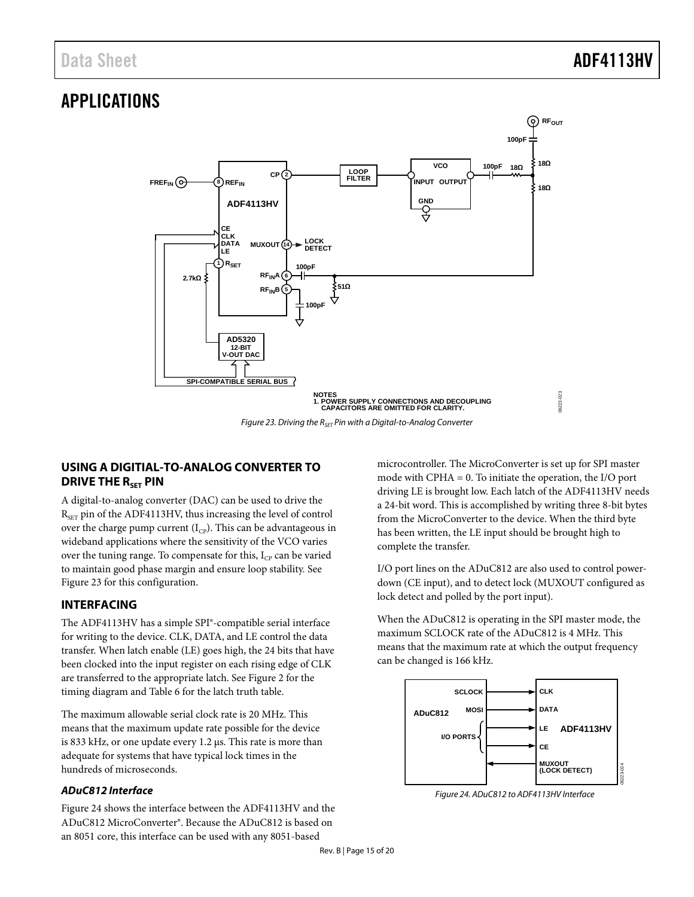## APPLICATIONS

Figure 23. Driving the $R_{SET}$ Pin with a Digital-to-Analog Converter

### USING A DIGITIAL-TO-ANALOG CONVERTER TO DRIVE THE $R_{SET}$ PIN

A digital-to-analog converter (DAC) can be used to drive the $R_{SET}$ pin of the ADF4113HV, thus increasing the level of control over the charge pump current ($I_{CP}$). This can be advantageous in wideband applications where the sensitivity of the VCO varies over the tuning range. To compensate for this, $I_{CP}$ can be varied to maintain good phase margin and ensure loop stability. See Figure 23 for this configuration.

### INTERFACING

The ADF4113HV has a simple SPI®-compatible serial interface for writing to the device. CLK, DATA, and LE control the data transfer. When latch enable (LE) goes high, the 24 bits that have been clocked into the input register on each rising edge of CLK are transferred to the appropriate latch. See Figure 2 for the timing diagram and Table 6 for the latch truth table.

The maximum allowable serial clock rate is 20 MHz. This means that the maximum update rate possible for the device is 833 kHz, or one update every 1.2 µs. This rate is more than adequate for systems that have typical lock times in the hundreds of microseconds.

#### *ADuC812 Interface*

Figure 24 shows the interface between the ADF4113HV and the ADuC812 MicroConverter®. Because the ADuC812 is based on an 8051 core, this interface can be used with any 8051-based microcontroller. The MicroConverter is set up for SPI master mode with CPHA = 0. To initiate the operation, the I/O port driving LE is brought low. Each latch of the ADF4113HV needs a 24-bit word. This is accomplished by writing three 8-bit bytes from the MicroConverter to the device. When the third byte has been written, the LE input should be brought high to complete the transfer.

I/O port lines on the ADuC812 are also used to control power-down (CE input), and to detect lock (MUXOUT configured as lock detect and polled by the port input).

When the ADuC812 is operating in the SPI master mode, the maximum SCLOCK rate of the ADuC812 is 4 MHz. This means that the maximum rate at which the output frequency can be changed is 166 kHz.

Figure 24. ADuC812 to ADF4113HV Interface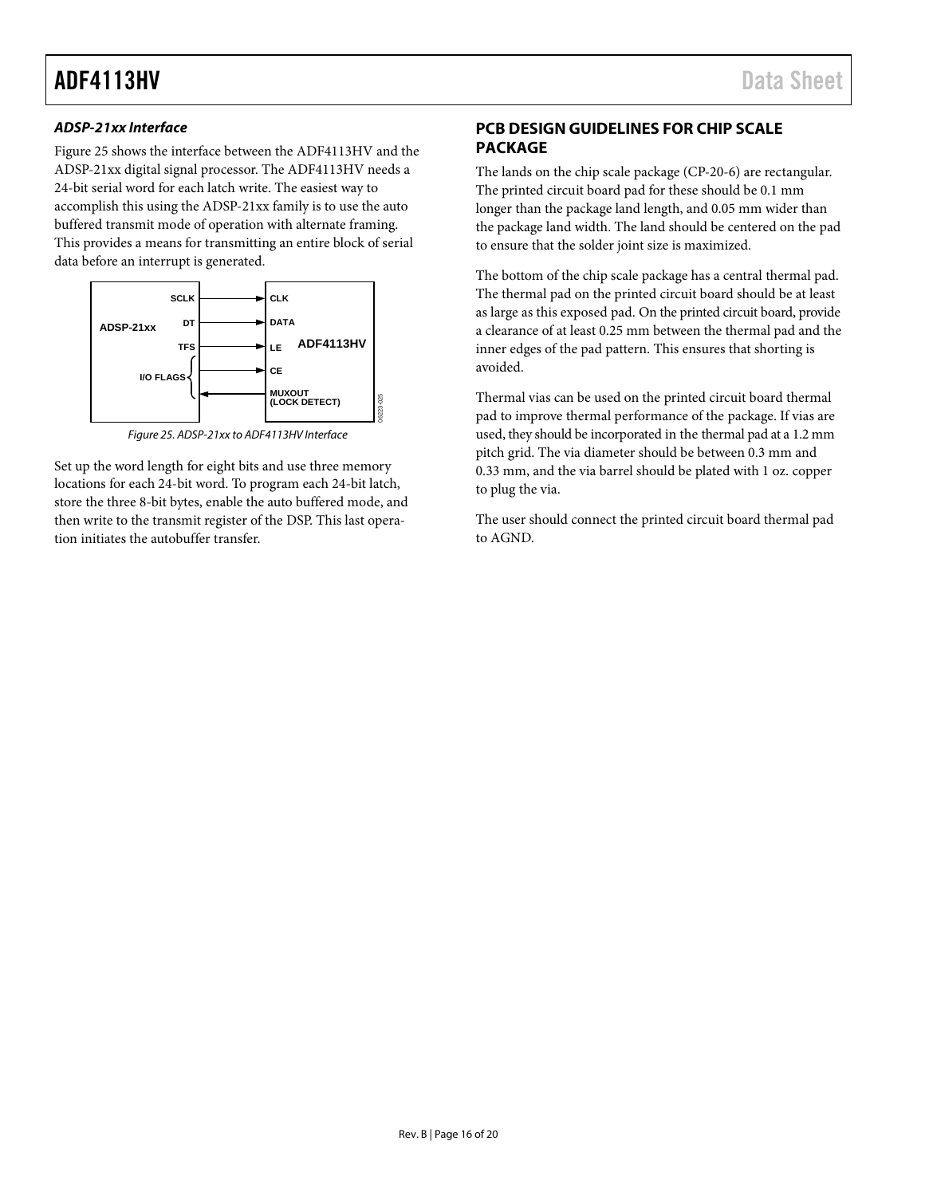### ADSP-21xx Interface

Figure 25 shows the interface between the ADF4113HV and the ADSP-21xx digital signal processor. The ADF4113HV needs a 24-bit serial word for each latch write. The easiest way to accomplish this using the ADSP-21xx family is to use the auto buffered transmit mode of operation with alternate framing. This provides a means for transmitting an entire block of serial data before an interrupt is generated.

Figure 25. ADSP-21xx to ADF4113HV Interface

Set up the word length for eight bits and use three memory locations for each 24-bit word. To program each 24-bit latch, store the three 8-bit bytes, enable the auto buffered mode, and then write to the transmit register of the DSP. This last operation initiates the autobuffer transfer.

## PCB DESIGN GUIDELINES FOR CHIP SCALE PACKAGE

The lands on the chip scale package (CP-20-6) are rectangular. The printed circuit board pad for these should be 0.1 mm longer than the package land length, and 0.05 mm wider than the package land width. The land should be centered on the pad to ensure that the solder joint size is maximized.

The bottom of the chip scale package has a central thermal pad. The thermal pad on the printed circuit board should be at least as large as this exposed pad. On the printed circuit board, provide a clearance of at least 0.25 mm between the thermal pad and the inner edges of the pad pattern. This ensures that shorting is avoided.

Thermal vias can be used on the printed circuit board thermal pad to improve thermal performance of the package. If vias are used, they should be incorporated in the thermal pad at a 1.2 mm pitch grid. The via diameter should be between 0.3 mm and 0.33 mm, and the via barrel should be plated with 1 oz. copper to plug the via.

The user should connect the printed circuit board thermal pad to AGND.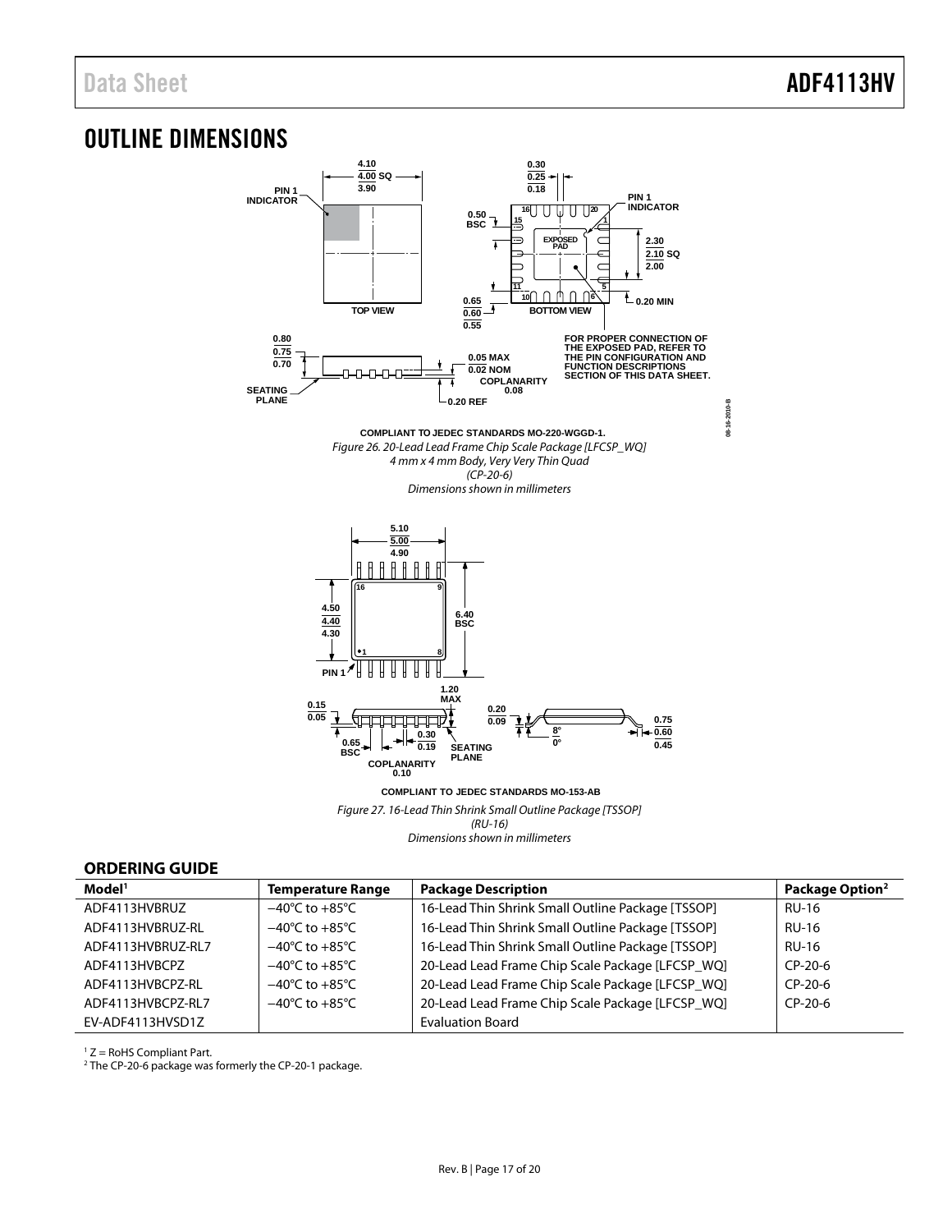# OUTLINE DIMENSIONS

COMPLIANT TO JEDEC STANDARDS MO-220-WGGD-1.

*Figure 26. 20-Lead Lead Frame Chip Scale Package [LFCSP_WQ] 4 mm x 4 mm Body, Very Very Thin Quad (CP-20-6) Dimensions shown in millimeters*

COMPLIANT TO JEDEC STANDARDS MO-153-AB

*Figure 27. 16-Lead Thin Shrink Small Outline Package [TSSOP] (RU-16) Dimensions shown in millimeters*

## ORDERING GUIDE

| Model[1] | Temperature Range | Package Description | Package Option[2] |
|---|---|---|---|
| ADF4113HVBRUZ | −40°C to +85°C | 16-Lead Thin Shrink Small Outline Package [TSSOP] | RU-16 |
| ADF4113HVBRUZ-RL | −40°C to +85°C | 16-Lead Thin Shrink Small Outline Package [TSSOP] | RU-16 |
| ADF4113HVBRUZ-RL7 | −40°C to +85°C | 16-Lead Thin Shrink Small Outline Package [TSSOP] | RU-16 |
| ADF4113HVBCPZ | −40°C to +85°C | 20-Lead Lead Frame Chip Scale Package [LFCSP_WQ] | CP-20-6 |
| ADF4113HVBCPZ-RL | −40°C to +85°C | 20-Lead Lead Frame Chip Scale Package [LFCSP_WQ] | CP-20-6 |
| ADF4113HVBCPZ-RL7 | −40°C to +85°C | 20-Lead Lead Frame Chip Scale Package [LFCSP_WQ] | CP-20-6 |
| EV-ADF4113HVSD1Z | | Evaluation Board | |

[1] Z = RoHS Compliant Part.

[2] The CP-20-6 package was formerly the CP-20-1 package.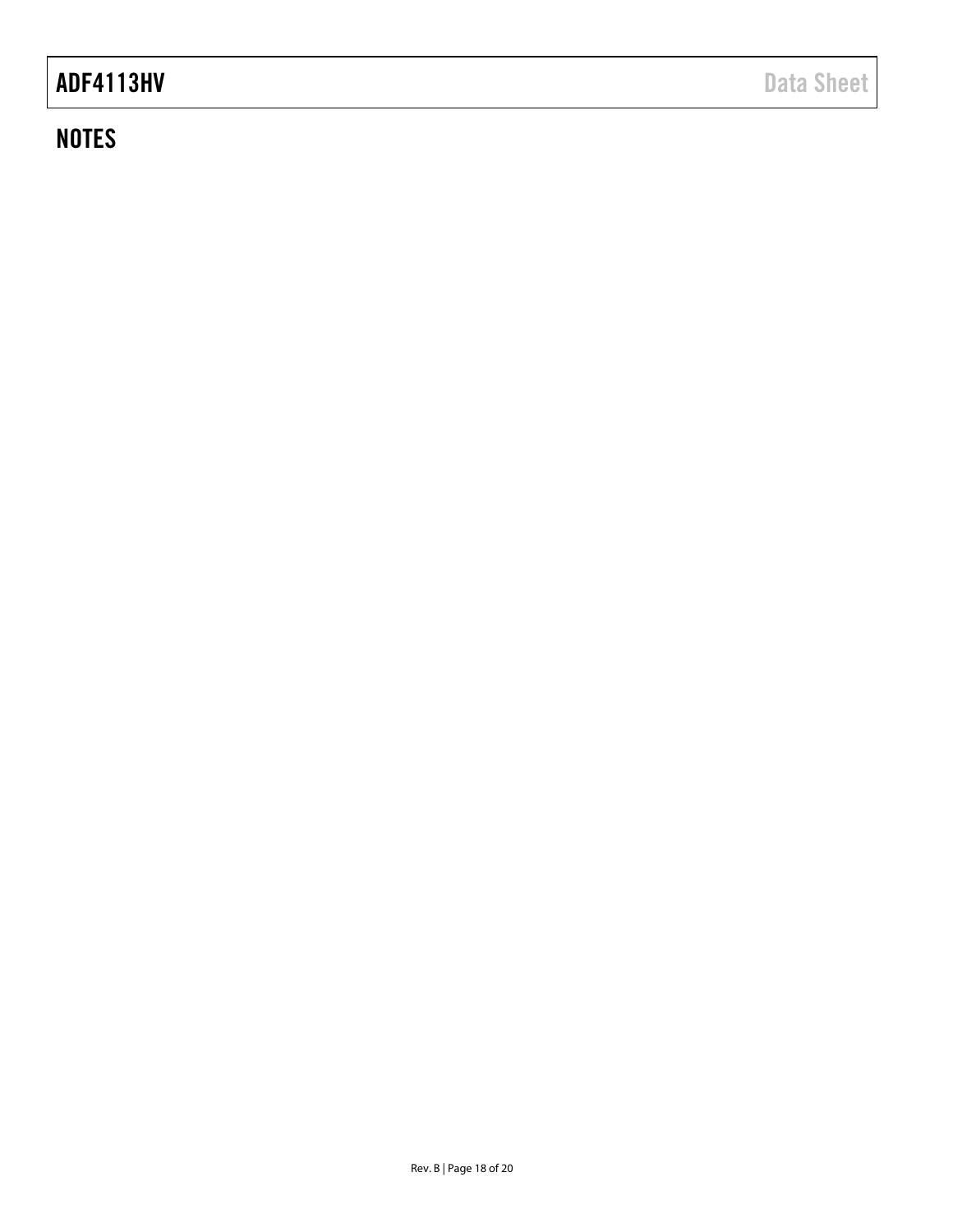## NOTES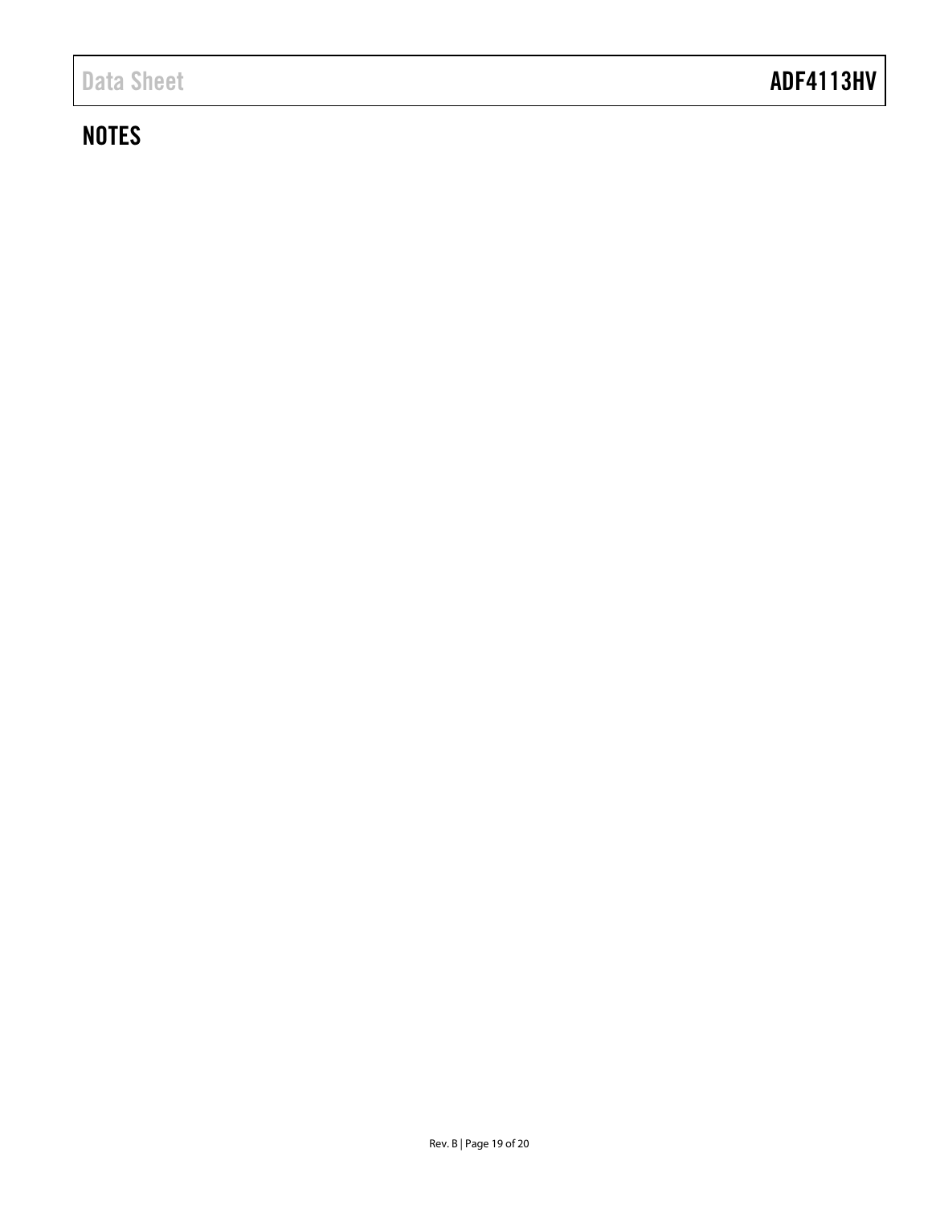## NOTES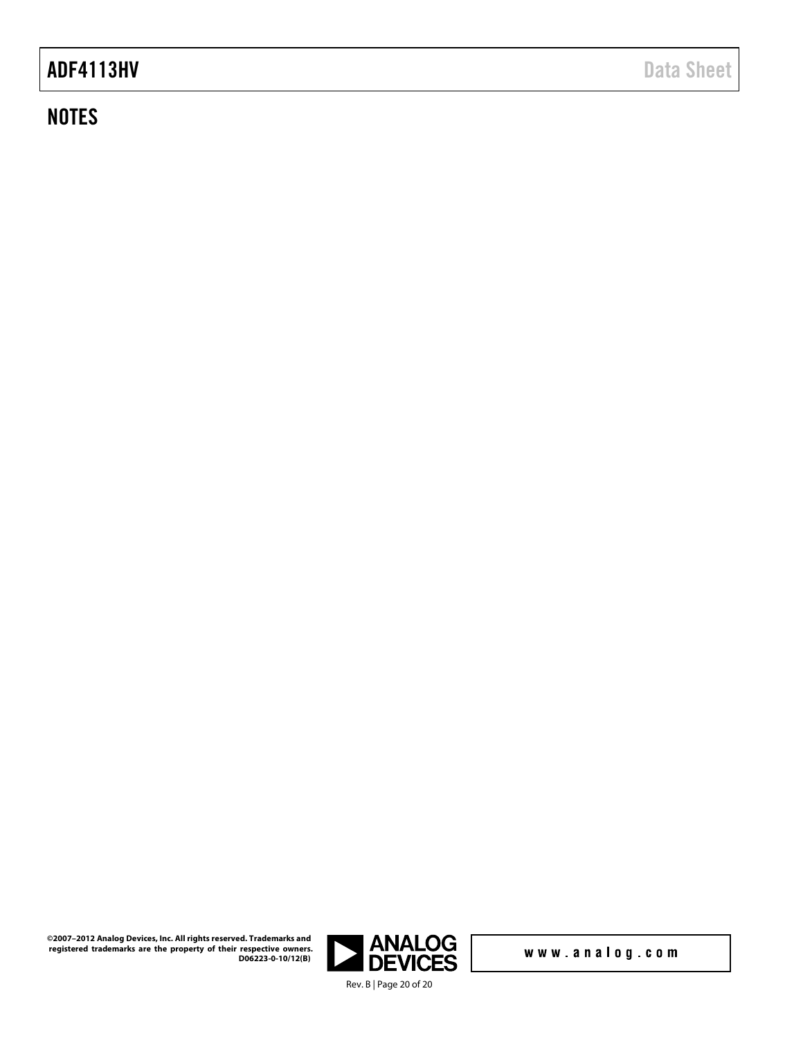## NOTES

©2007–2012 Analog Devices, Inc. All rights reserved. Trademarks and registered trademarks are the property of their respective owners.
D06223-0-10/12(B)